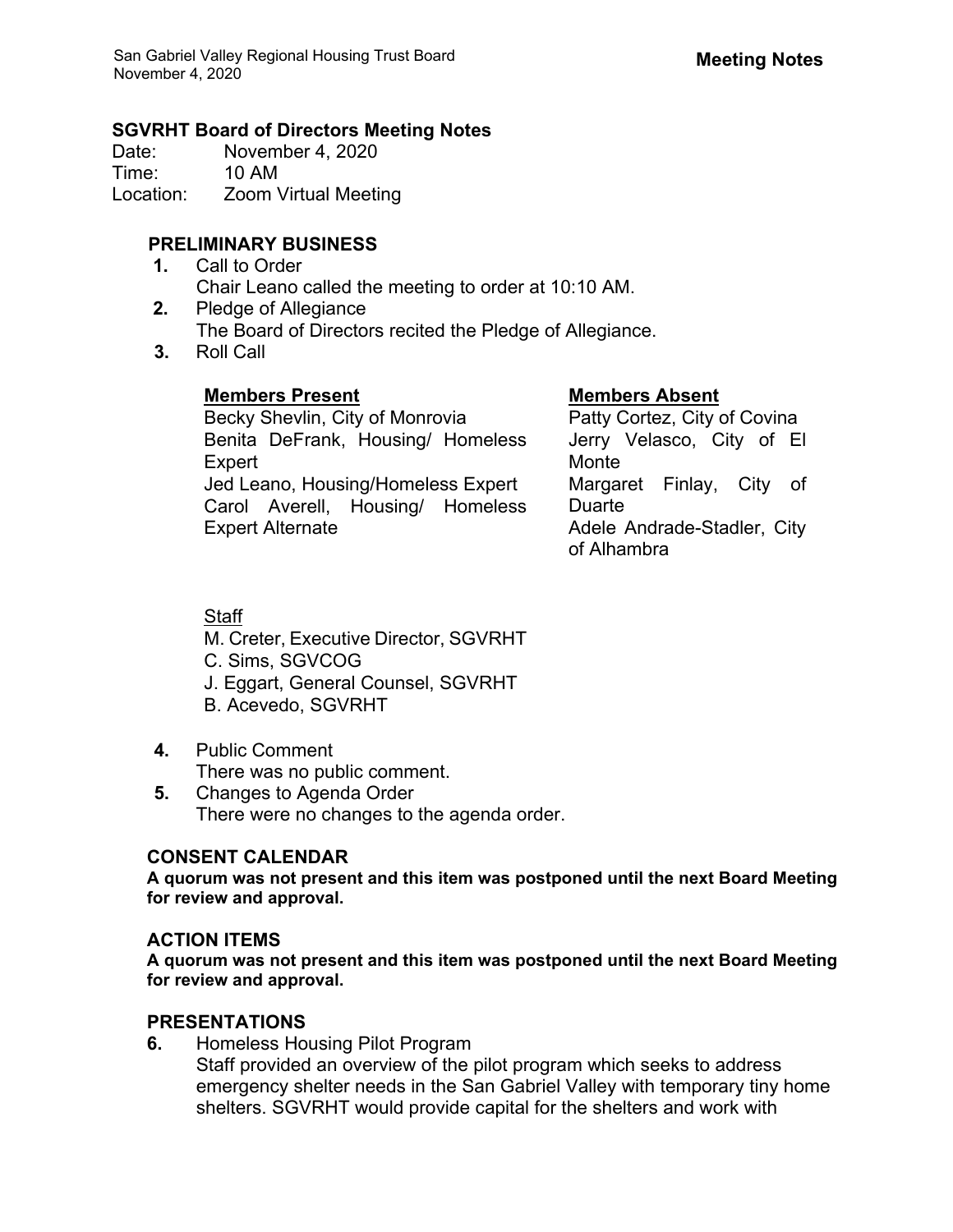**Meeting Notes**

## SGVRHT Board of Directors Meeting Notes

Date: November 4, 2020
Time: 10 AM
Location: Zoom Virtual Meeting

### PRELIMINARY BUSINESS

1. Call to Order
   Chair Leano called the meeting to order at 10:10 AM.
2. Pledge of Allegiance
   The Board of Directors recited the Pledge of Allegiance.
3. Roll Call

   **Members Present**
   Becky Shevlin, City of Monrovia
   Benita DeFrank, Housing/ Homeless Expert
   Jed Leano, Housing/Homeless Expert
   Carol Averell, Housing/ Homeless Expert Alternate

   **Members Absent**
   Patty Cortez, City of Covina
   Jerry Velasco, City of El Monte
   Margaret Finlay, City of Duarte
   Adele Andrade-Stadler, City of Alhambra

   Staff
   M. Creter, Executive Director, SGVRHT
   C. Sims, SGVCOG
   J. Eggart, General Counsel, SGVRHT
   B. Acevedo, SGVRHT

4. Public Comment
   There was no public comment.
5. Changes to Agenda Order
   There were no changes to the agenda order.

### CONSENT CALENDAR

**A quorum was not present and this item was postponed until the next Board Meeting for review and approval.**

### ACTION ITEMS

**A quorum was not present and this item was postponed until the next Board Meeting for review and approval.**

### PRESENTATIONS

6. Homeless Housing Pilot Program
   Staff provided an overview of the pilot program which seeks to address emergency shelter needs in the San Gabriel Valley with temporary tiny home shelters. SGVRHT would provide capital for the shelters and work with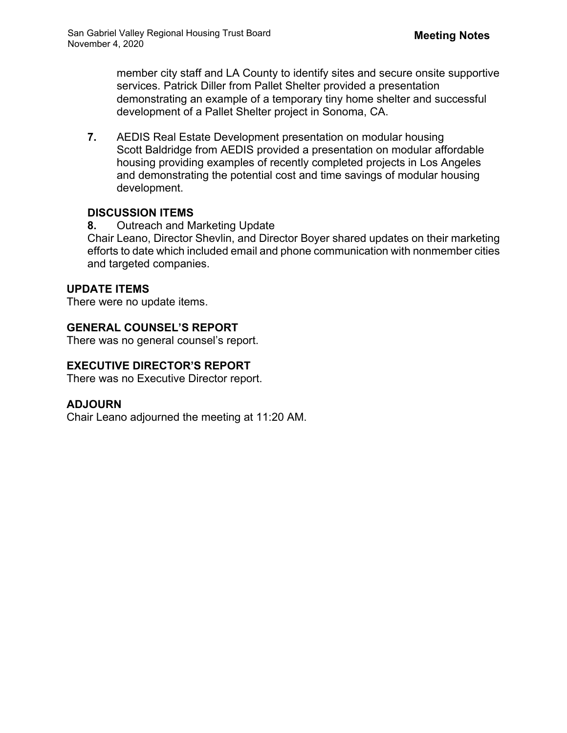member city staff and LA County to identify sites and secure onsite supportive services. Patrick Diller from Pallet Shelter provided a presentation demonstrating an example of a temporary tiny home shelter and successful development of a Pallet Shelter project in Sonoma, CA.

**7.** AEDIS Real Estate Development presentation on modular housing
Scott Baldridge from AEDIS provided a presentation on modular affordable housing providing examples of recently completed projects in Los Angeles and demonstrating the potential cost and time savings of modular housing development.

**DISCUSSION ITEMS**

**8.** Outreach and Marketing Update
Chair Leano, Director Shevlin, and Director Boyer shared updates on their marketing efforts to date which included email and phone communication with nonmember cities and targeted companies.

**UPDATE ITEMS**

There were no update items.

**GENERAL COUNSEL'S REPORT**

There was no general counsel's report.

**EXECUTIVE DIRECTOR'S REPORT**

There was no Executive Director report.

**ADJOURN**

Chair Leano adjourned the meeting at 11:20 AM.